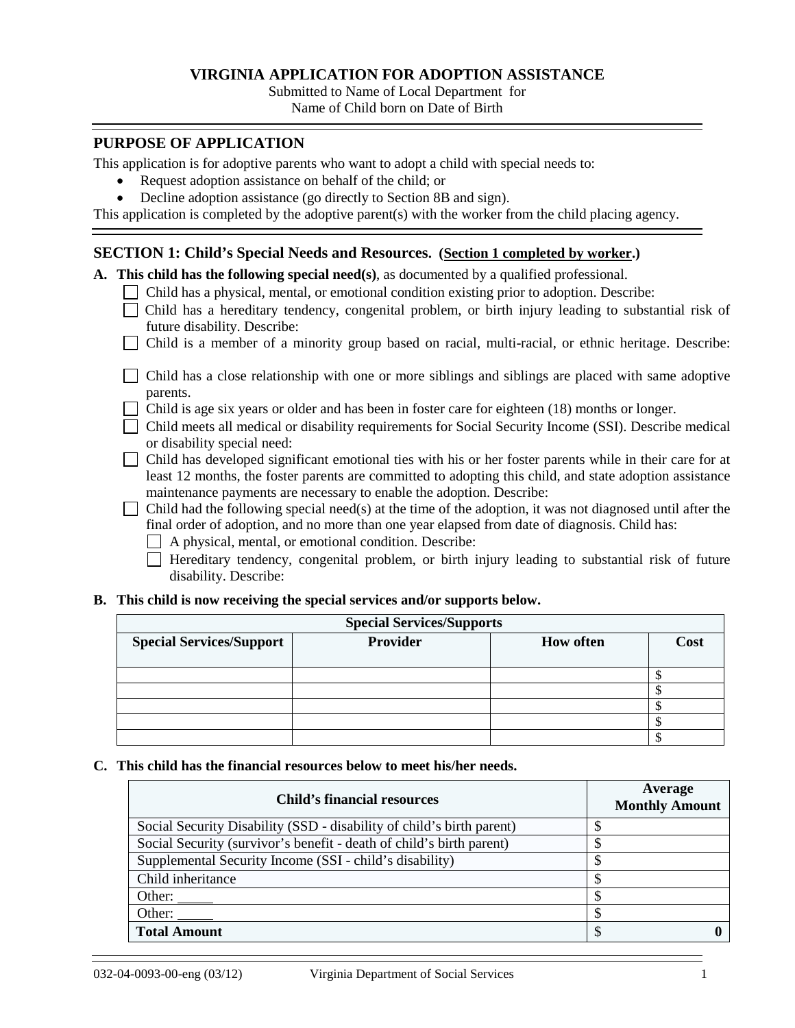# VIRGINIA APPLICATION FOR ADOPTION ASSISTANCE

Submitted to Name of Local Department for
Name of Child born on Date of Birth

## PURPOSE OF APPLICATION

This application is for adoptive parents who want to adopt a child with special needs to:

- Request adoption assistance on behalf of the child; or
- Decline adoption assistance (go directly to Section 8B and sign).

This application is completed by the adoptive parent(s) with the worker from the child placing agency.

## SECTION 1: Child's Special Needs and Resources. (Section 1 completed by worker.)

**A. This child has the following special need(s)**, as documented by a qualified professional.

- ☐ Child has a physical, mental, or emotional condition existing prior to adoption. Describe:
- ☐ Child has a hereditary tendency, congenital problem, or birth injury leading to substantial risk of future disability. Describe:
- ☐ Child is a member of a minority group based on racial, multi-racial, or ethnic heritage. Describe:
- ☐ Child has a close relationship with one or more siblings and siblings are placed with same adoptive parents.
- ☐ Child is age six years or older and has been in foster care for eighteen (18) months or longer.
- ☐ Child meets all medical or disability requirements for Social Security Income (SSI). Describe medical or disability special need:
- ☐ Child has developed significant emotional ties with his or her foster parents while in their care for at least 12 months, the foster parents are committed to adopting this child, and state adoption assistance maintenance payments are necessary to enable the adoption. Describe:
- ☐ Child had the following special need(s) at the time of the adoption, it was not diagnosed until after the final order of adoption, and no more than one year elapsed from date of diagnosis. Child has:
  - ☐ A physical, mental, or emotional condition. Describe:
  - ☐ Hereditary tendency, congenital problem, or birth injury leading to substantial risk of future disability. Describe:

**B. This child is now receiving the special services and/or supports below.**

| Special Services/Supports | | | |
|---|---|---|---|
| **Special Services/Support** | **Provider** | **How often** | **Cost** |
| | | | $ |
| | | | $ |
| | | | $ |
| | | | $ |
| | | | $ |

**C. This child has the financial resources below to meet his/her needs.**

| Child's financial resources | Average Monthly Amount |
|---|---|
| Social Security Disability (SSD - disability of child's birth parent) | $ |
| Social Security (survivor's benefit - death of child's birth parent) | $ |
| Supplemental Security Income (SSI - child's disability) | $ |
| Child inheritance | $ |
| Other: _____ | $ |
| Other: _____ | $ |
| **Total Amount** | $ **0** |

032-04-0093-00-eng (03/12) Virginia Department of Social Services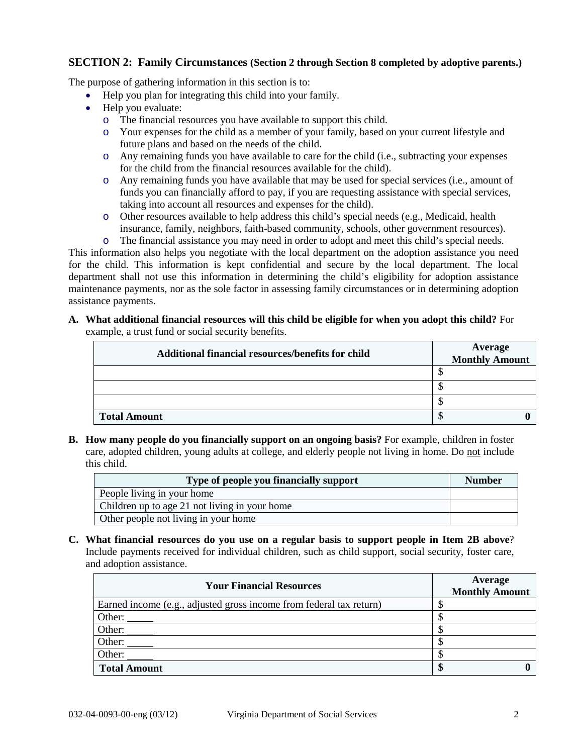## SECTION 2: Family Circumstances (Section 2 through Section 8 completed by adoptive parents.)

The purpose of gathering information in this section is to:

- Help you plan for integrating this child into your family.
- Help you evaluate:
  - The financial resources you have available to support this child.
  - Your expenses for the child as a member of your family, based on your current lifestyle and future plans and based on the needs of the child.
  - Any remaining funds you have available to care for the child (i.e., subtracting your expenses for the child from the financial resources available for the child).
  - Any remaining funds you have available that may be used for special services (i.e., amount of funds you can financially afford to pay, if you are requesting assistance with special services, taking into account all resources and expenses for the child).
  - Other resources available to help address this child's special needs (e.g., Medicaid, health insurance, family, neighbors, faith-based community, schools, other government resources).
  - The financial assistance you may need in order to adopt and meet this child's special needs.

This information also helps you negotiate with the local department on the adoption assistance you need for the child. This information is kept confidential and secure by the local department. The local department shall not use this information in determining the child's eligibility for adoption assistance maintenance payments, nor as the sole factor in assessing family circumstances or in determining adoption assistance payments.

**A. What additional financial resources will this child be eligible for when you adopt this child?** For example, a trust fund or social security benefits.

| Additional financial resources/benefits for child | Average Monthly Amount |
|---|---|
| | $ |
| | $ |
| | $ |
| **Total Amount** | $ **0** |

**B. How many people do you financially support on an ongoing basis?** For example, children in foster care, adopted children, young adults at college, and elderly people not living in home. Do not include this child.

| Type of people you financially support | Number |
|---|---|
| People living in your home | |
| Children up to age 21 not living in your home | |
| Other people not living in your home | |

**C. What financial resources do you use on a regular basis to support people in Item 2B above?** Include payments received for individual children, such as child support, social security, foster care, and adoption assistance.

| Your Financial Resources | Average Monthly Amount |
|---|---|
| Earned income (e.g., adjusted gross income from federal tax return) | $ |
| Other: _____ | $ |
| Other: _____ | $ |
| Other: _____ | $ |
| Other: _____ | $ |
| **Total Amount** | **$ 0** |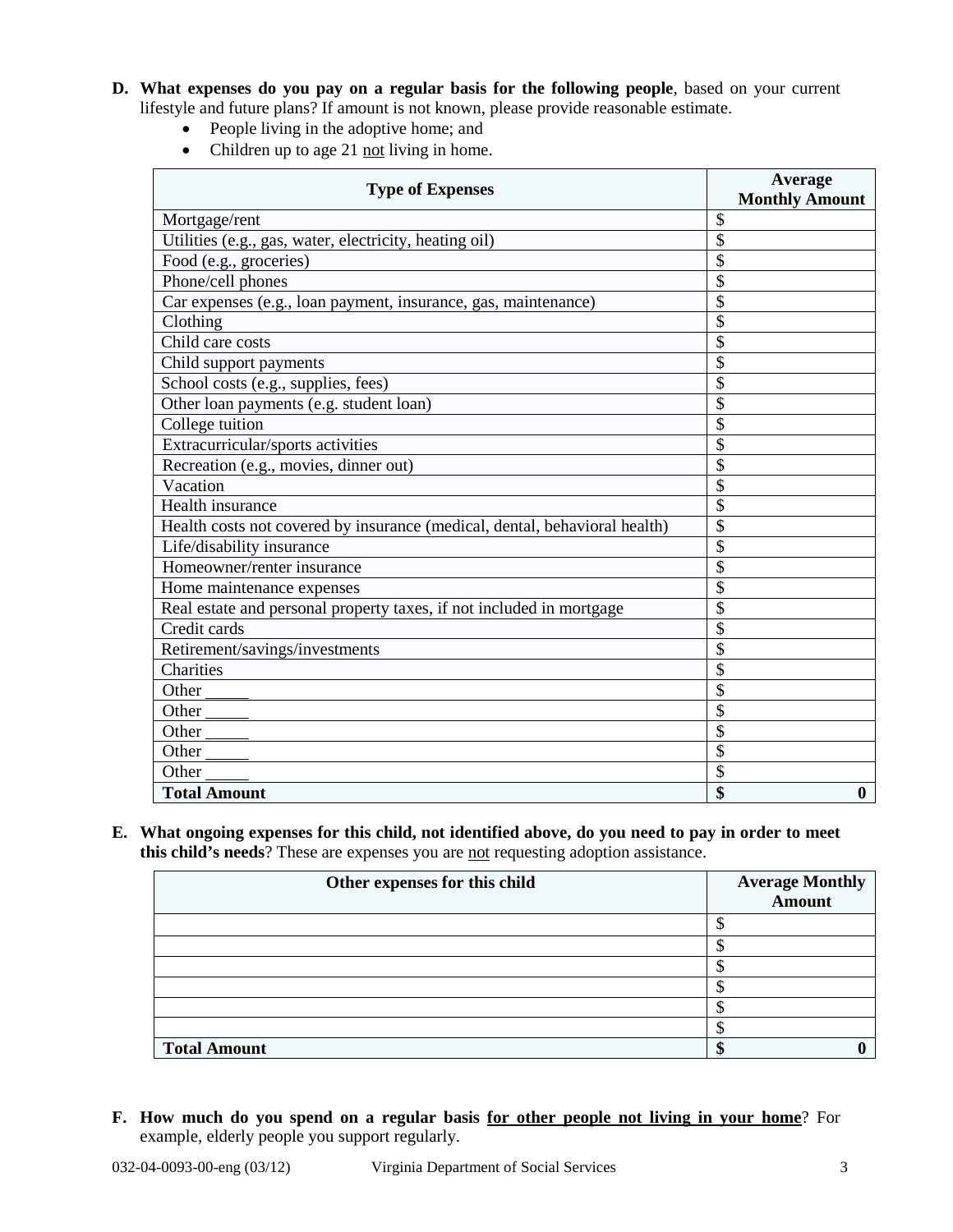**D. What expenses do you pay on a regular basis for the following people**, based on your current lifestyle and future plans? If amount is not known, please provide reasonable estimate.

- People living in the adoptive home; and
- Children up to age 21 not living in home.

| Type of Expenses | Average Monthly Amount |
|---|---|
| Mortgage/rent | $ |
| Utilities (e.g., gas, water, electricity, heating oil) | $ |
| Food (e.g., groceries) | $ |
| Phone/cell phones | $ |
| Car expenses (e.g., loan payment, insurance, gas, maintenance) | $ |
| Clothing | $ |
| Child care costs | $ |
| Child support payments | $ |
| School costs (e.g., supplies, fees) | $ |
| Other loan payments (e.g. student loan) | $ |
| College tuition | $ |
| Extracurricular/sports activities | $ |
| Recreation (e.g., movies, dinner out) | $ |
| Vacation | $ |
| Health insurance | $ |
| Health costs not covered by insurance (medical, dental, behavioral health) | $ |
| Life/disability insurance | $ |
| Homeowner/renter insurance | $ |
| Home maintenance expenses | $ |
| Real estate and personal property taxes, if not included in mortgage | $ |
| Credit cards | $ |
| Retirement/savings/investments | $ |
| Charities | $ |
| Other _____ | $ |
| Other _____ | $ |
| Other _____ | $ |
| Other _____ | $ |
| Other _____ | $ |
| **Total Amount** | **$ 0** |

**E. What ongoing expenses for this child, not identified above, do you need to pay in order to meet this child's needs**? These are expenses you are not requesting adoption assistance.

| Other expenses for this child | Average Monthly Amount |
|---|---|
| | $ |
| | $ |
| | $ |
| | $ |
| | $ |
| | $ |
| **Total Amount** | **$ 0** |

**F. How much do you spend on a regular basis for other people not living in your home**? For example, elderly people you support regularly.

032-04-0093-00-eng (03/12) Virginia Department of Social Services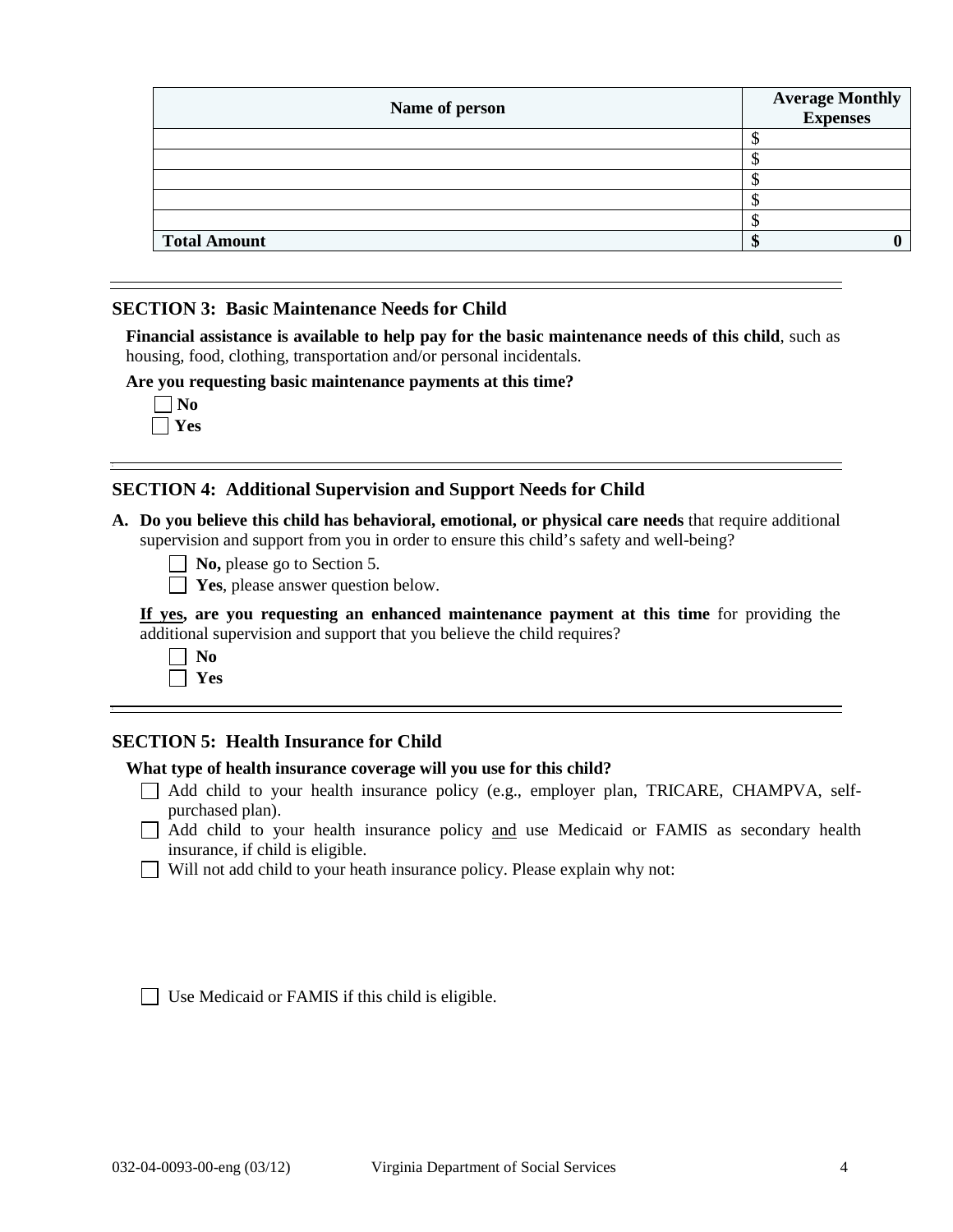| Name of person | Average Monthly Expenses |
|---|---|
| | $ |
| | $ |
| | $ |
| | $ |
| | $ |
| **Total Amount** | **$ 0** |

## SECTION 3: Basic Maintenance Needs for Child

**Financial assistance is available to help pay for the basic maintenance needs of this child**, such as housing, food, clothing, transportation and/or personal incidentals.

**Are you requesting basic maintenance payments at this time?**

- ☐ **No**
- ☐ **Yes**

## SECTION 4: Additional Supervision and Support Needs for Child

**A. Do you believe this child has behavioral, emotional, or physical care needs** that require additional supervision and support from you in order to ensure this child's safety and well-being?

- ☐ **No,** please go to Section 5.
- ☐ **Yes**, please answer question below.

<u>**If yes**</u>**, are you requesting an enhanced maintenance payment at this time** for providing the additional supervision and support that you believe the child requires?

- ☐ **No**
- ☐ **Yes**

## SECTION 5: Health Insurance for Child

**What type of health insurance coverage will you use for this child?**

- ☐ Add child to your health insurance policy (e.g., employer plan, TRICARE, CHAMPVA, self-purchased plan).
- ☐ Add child to your health insurance policy <u>and</u> use Medicaid or FAMIS as secondary health insurance, if child is eligible.
- ☐ Will not add child to your heath insurance policy. Please explain why not:

- ☐ Use Medicaid or FAMIS if this child is eligible.

032-04-0093-00-eng (03/12) Virginia Department of Social Services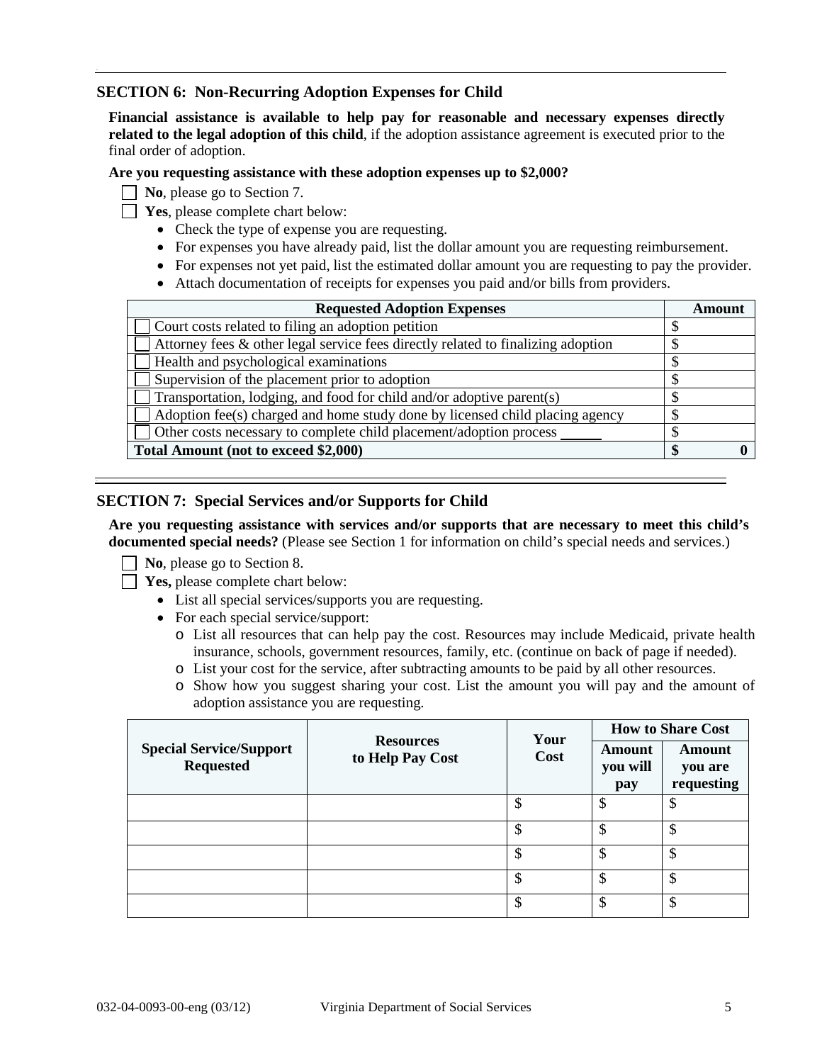## SECTION 6: Non-Recurring Adoption Expenses for Child

**Financial assistance is available to help pay for reasonable and necessary expenses directly related to the legal adoption of this child**, if the adoption assistance agreement is executed prior to the final order of adoption.

**Are you requesting assistance with these adoption expenses up to $2,000?**

- ☐ **No**, please go to Section 7.
- ☐ **Yes**, please complete chart below:
  - Check the type of expense you are requesting.
  - For expenses you have already paid, list the dollar amount you are requesting reimbursement.
  - For expenses not yet paid, list the estimated dollar amount you are requesting to pay the provider.
  - Attach documentation of receipts for expenses you paid and/or bills from providers.

| Requested Adoption Expenses | Amount |
|---|---|
| ☐ Court costs related to filing an adoption petition | $ |
| ☐ Attorney fees & other legal service fees directly related to finalizing adoption | $ |
| ☐ Health and psychological examinations | $ |
| ☐ Supervision of the placement prior to adoption | $ |
| ☐ Transportation, lodging, and food for child and/or adoptive parent(s) | $ |
| ☐ Adoption fee(s) charged and home study done by licensed child placing agency | $ |
| ☐ Other costs necessary to complete child placement/adoption process ______ | $ |
| **Total Amount (not to exceed $2,000)** | **$ 0** |

## SECTION 7: Special Services and/or Supports for Child

**Are you requesting assistance with services and/or supports that are necessary to meet this child's documented special needs?** (Please see Section 1 for information on child's special needs and services.)

- ☐ **No**, please go to Section 8.
- ☐ **Yes,** please complete chart below:
  - List all special services/supports you are requesting.
  - For each special service/support:
    - List all resources that can help pay the cost. Resources may include Medicaid, private health insurance, schools, government resources, family, etc. (continue on back of page if needed).
    - List your cost for the service, after subtracting amounts to be paid by all other resources.
    - Show how you suggest sharing your cost. List the amount you will pay and the amount of adoption assistance you are requesting.

| Special Service/Support Requested | Resources to Help Pay Cost | Your Cost | How to Share Cost | |
|---|---|---|---|---|
| | | | Amount you will pay | Amount you are requesting |
| | | $ | $ | $ |
| | | $ | $ | $ |
| | | $ | $ | $ |
| | | $ | $ | $ |
| | | $ | $ | $ |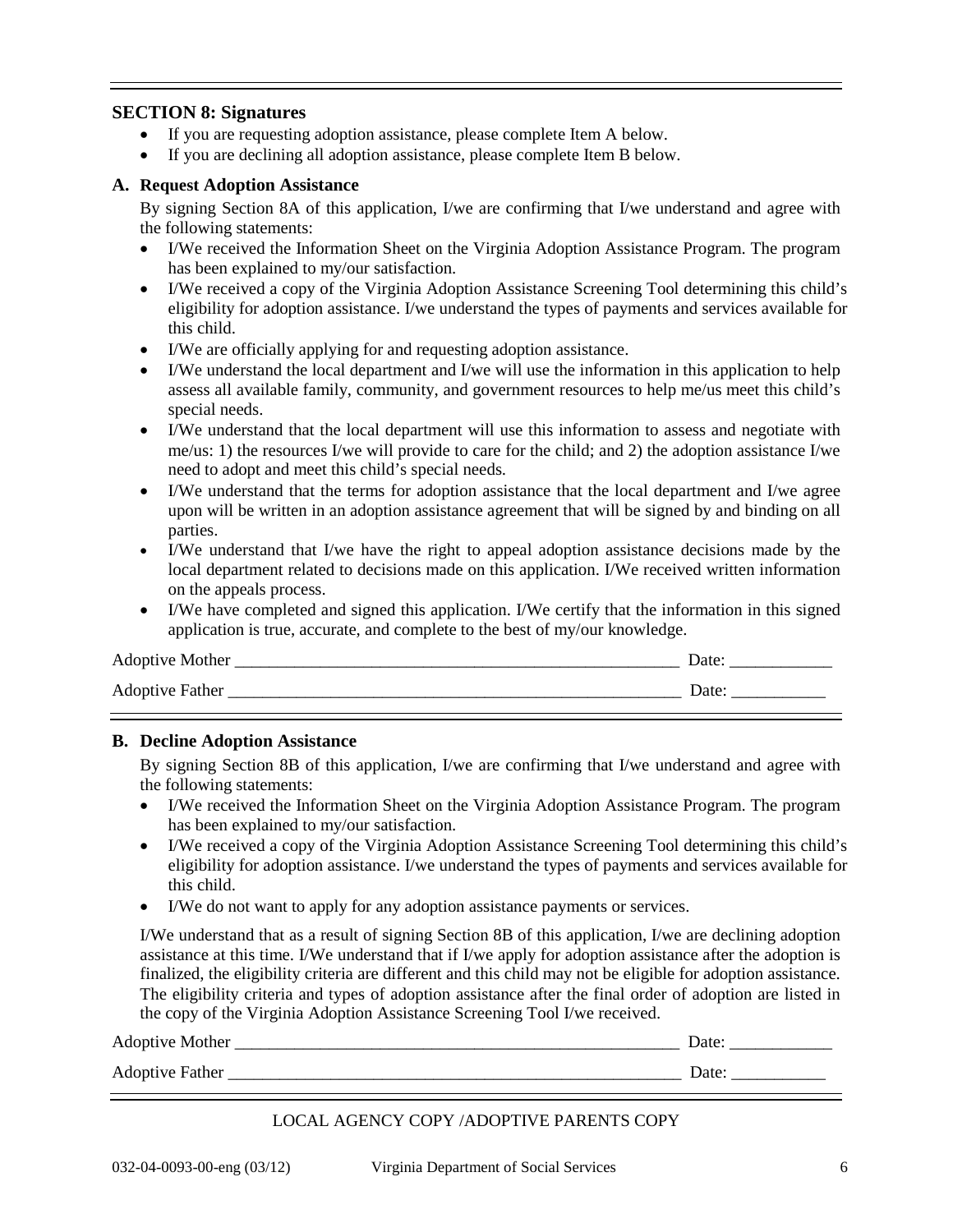## SECTION 8: Signatures

- If you are requesting adoption assistance, please complete Item A below.
- If you are declining all adoption assistance, please complete Item B below.

### A. Request Adoption Assistance

By signing Section 8A of this application, I/we are confirming that I/we understand and agree with the following statements:

- I/We received the Information Sheet on the Virginia Adoption Assistance Program. The program has been explained to my/our satisfaction.
- I/We received a copy of the Virginia Adoption Assistance Screening Tool determining this child's eligibility for adoption assistance. I/we understand the types of payments and services available for this child.
- I/We are officially applying for and requesting adoption assistance.
- I/We understand the local department and I/we will use the information in this application to help assess all available family, community, and government resources to help me/us meet this child's special needs.
- I/We understand that the local department will use this information to assess and negotiate with me/us: 1) the resources I/we will provide to care for the child; and 2) the adoption assistance I/we need to adopt and meet this child's special needs.
- I/We understand that the terms for adoption assistance that the local department and I/we agree upon will be written in an adoption assistance agreement that will be signed by and binding on all parties.
- I/We understand that I/we have the right to appeal adoption assistance decisions made by the local department related to decisions made on this application. I/We received written information on the appeals process.
- I/We have completed and signed this application. I/We certify that the information in this signed application is true, accurate, and complete to the best of my/our knowledge.

Adoptive Mother _______________________________________________________ Date: ____________

Adoptive Father ________________________________________________________ Date: ___________

### B. Decline Adoption Assistance

By signing Section 8B of this application, I/we are confirming that I/we understand and agree with the following statements:

- I/We received the Information Sheet on the Virginia Adoption Assistance Program. The program has been explained to my/our satisfaction.
- I/We received a copy of the Virginia Adoption Assistance Screening Tool determining this child's eligibility for adoption assistance. I/we understand the types of payments and services available for this child.
- I/We do not want to apply for any adoption assistance payments or services.

I/We understand that as a result of signing Section 8B of this application, I/we are declining adoption assistance at this time. I/We understand that if I/we apply for adoption assistance after the adoption is finalized, the eligibility criteria are different and this child may not be eligible for adoption assistance. The eligibility criteria and types of adoption assistance after the final order of adoption are listed in the copy of the Virginia Adoption Assistance Screening Tool I/we received.

Adoptive Mother ________________________________________________________ Date: ____________

Adoptive Father ________________________________________________________ Date: ___________

LOCAL AGENCY COPY /ADOPTIVE PARENTS COPY

032-04-0093-00-eng (03/12) Virginia Department of Social Services